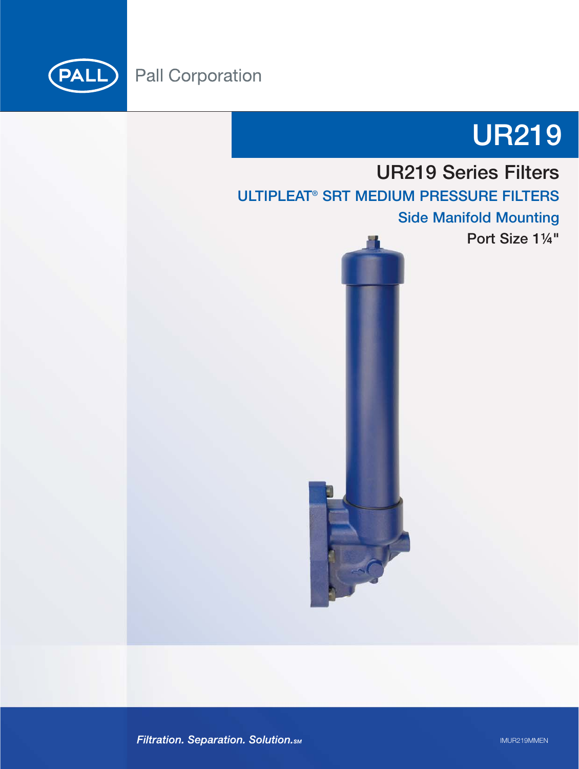Pall Corporation

# UR219

## UR219 Series Filters

### ULTIPLEAT® SRT MEDIUM PRESSURE FILTERS

### Side Manifold Mounting

**Port Size 1¼"**

*Filtration. Separation. Solution.SM*

IMUR219MMEN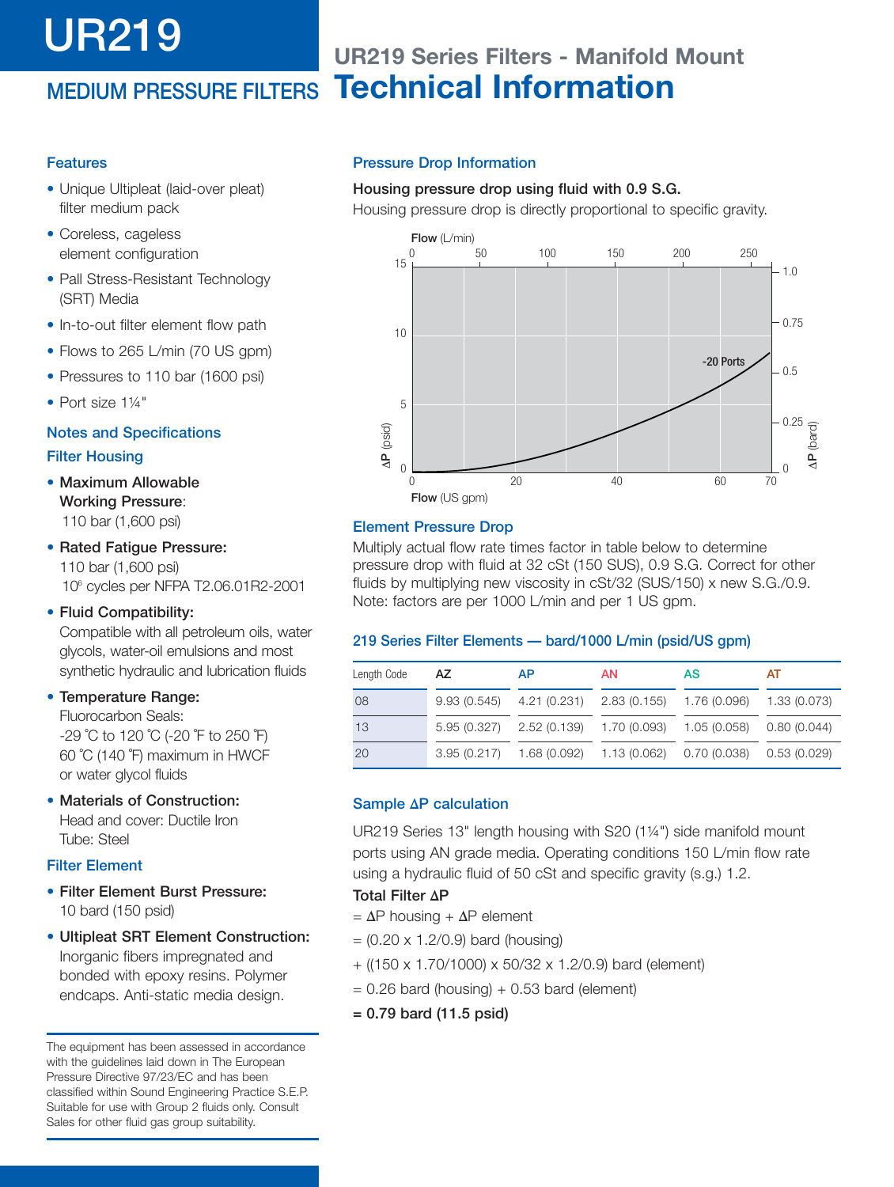# UR219

## MEDIUM PRESSURE FILTERS

## UR219 Series Filters - Manifold Mount
# Technical Information

### Features

- Unique Ultipleat (laid-over pleat) filter medium pack
- Coreless, cageless element configuration
- Pall Stress-Resistant Technology (SRT) Media
- In-to-out filter element flow path
- Flows to 265 L/min (70 US gpm)
- Pressures to 110 bar (1600 psi)
- Port size 1¼"

### Notes and Specifications

#### Filter Housing

- **Maximum Allowable Working Pressure**: 110 bar (1,600 psi)
- **Rated Fatigue Pressure:** 110 bar (1,600 psi) $10^6$ cycles per NFPA T2.06.01R2-2001
- **Fluid Compatibility:** Compatible with all petroleum oils, water glycols, water-oil emulsions and most synthetic hydraulic and lubrication fluids
- **Temperature Range:** Fluorocarbon Seals: -29 ˚C to 120 ˚C (-20 ˚F to 250 ˚F) 60 ˚C (140 ˚F) maximum in HWCF or water glycol fluids
- **Materials of Construction:** Head and cover: Ductile Iron Tube: Steel

#### Filter Element

- **Filter Element Burst Pressure:** 10 bard (150 psid)
- **Ultipleat SRT Element Construction:** Inorganic fibers impregnated and bonded with epoxy resins. Polymer endcaps. Anti-static media design.

The equipment has been assessed in accordance with the guidelines laid down in The European Pressure Directive 97/23/EC and has been classified within Sound Engineering Practice S.E.P. Suitable for use with Group 2 fluids only. Consult Sales for other fluid gas group suitability.

### Pressure Drop Information

**Housing pressure drop using fluid with 0.9 S.G.**

Housing pressure drop is directly proportional to specific gravity.

Flow (L/min): 0, 50, 100, 150, 200, 250
ΔP (psid): 0, 5, 10, 15
ΔP (bard): 0, 0.25, 0.5, 0.75, 1.0
Flow (US gpm): 0, 20, 40, 60, 70
-20 Ports

### Element Pressure Drop

Multiply actual flow rate times factor in table below to determine pressure drop with fluid at 32 cSt (150 SUS), 0.9 S.G. Correct for other fluids by multiplying new viscosity in cSt/32 (SUS/150) x new S.G./0.9. Note: factors are per 1000 L/min and per 1 US gpm.

#### 219 Series Filter Elements — bard/1000 L/min (psid/US gpm)

| Length Code | AZ | AP | AN | AS | AT |
|---|---|---|---|---|---|
| 08 | 9.93 (0.545) | 4.21 (0.231) | 2.83 (0.155) | 1.76 (0.096) | 1.33 (0.073) |
| 13 | 5.95 (0.327) | 2.52 (0.139) | 1.70 (0.093) | 1.05 (0.058) | 0.80 (0.044) |
| 20 | 3.95 (0.217) | 1.68 (0.092) | 1.13 (0.062) | 0.70 (0.038) | 0.53 (0.029) |

### Sample ΔP calculation

UR219 Series 13" length housing with S20 (1¼") side manifold mount ports using AN grade media. Operating conditions 150 L/min flow rate using a hydraulic fluid of 50 cSt and specific gravity (s.g.) 1.2.

**Total Filter ΔP**

= ΔP housing + ΔP element

= (0.20 x 1.2/0.9) bard (housing)

+ ((150 x 1.70/1000) x 50/32 x 1.2/0.9) bard (element)

= 0.26 bard (housing) + 0.53 bard (element)

**= 0.79 bard (11.5 psid)**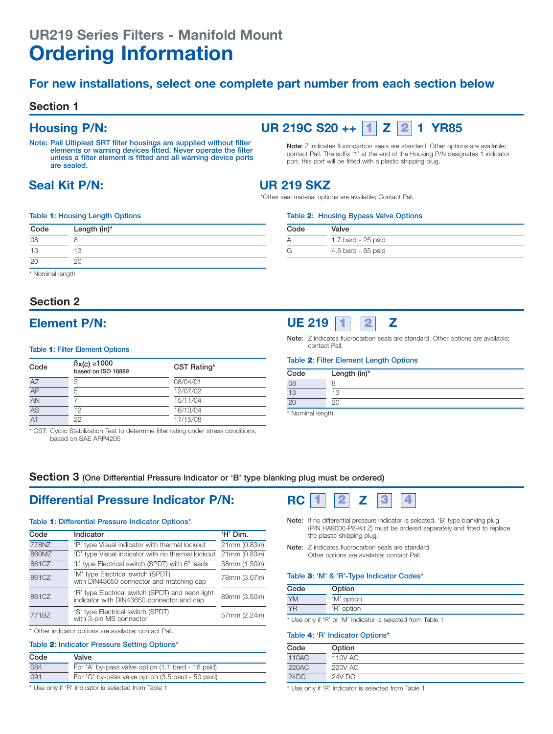# UR219 Series Filters - Manifold Mount

# Ordering Information

## For new installations, select one complete part number from each section below

### Section 1

## Housing P/N:

**UR 219C S20 ++ [1] Z [2] 1 YR85**

**Note: Pall Ultipleat SRT filter housings are supplied without filter elements or warning devices fitted. Never operate the filter unless a filter element is fitted and all warning device ports are sealed.**

**Note:** Z indicates fluorocarbon seals are standard. Other options are available; contact Pall. The suffix '1' at the end of the Housing P/N designates 1 indicator port, this port will be fitted with a plastic shipping plug.

## Seal Kit P/N:

**UR 219 SKZ**

*Other seal material options are available; Contact Pall.

Table **1**: Housing Length Options

| Code | Length (in)* |
|---|---|
| 08 | 8 |
| 13 | 13 |
| 20 | 20 |

* Nominal length

Table **2**: Housing Bypass Valve Options

| Code | Valve |
|---|---|
| A | 1.7 bard - 25 psid |
| G | 4.5 bard - 65 psid |

### Section 2

## Element P/N:

**UE 219 [1] [2] Z**

**Note:** Z indicates fluorocarbon seals are standard. Other options are available; contact Pall.

Table **1**: Filter Element Options

| Code | $\beta_{x(c)} \geq 1000$ based on ISO 16889 | CST Rating* |
|---|---|---|
| AZ | 3 | 08/04/01 |
| AP | 5 | 12/07/02 |
| AN | 7 | 15/11/04 |
| AS | 12 | 16/13/04 |
| AT | 22 | 17/15/08 |

* CST: Cyclic Stabilization Test to determine filter rating under stress conditions, based on SAE ARP4205

Table **2**: Filter Element Length Options

| Code | Length (in)* |
|---|---|
| 08 | 8 |
| 13 | 13 |
| 20 | 20 |

* Nominal length

### Section 3 (One Differential Pressure Indicator or 'B' type blanking plug must be ordered)

## Differential Pressure Indicator P/N:

**RC [1] [2] Z [3] [4]**

**Note:** If no differential pressure indicator is selected, 'B' type blanking plug (P/N HA9000-P8-Kit Z) must be ordered separately and fitted to replace the plastic shipping plug.

**Note:** Z indicates fluorocarbon seals are standard. Other options are available; contact Pall.

Table **1**: Differential Pressure Indicator Options*

| Code | Indicator | 'H' Dim. |
|---|---|---|
| 778NZ | 'P' type Visual indicator with thermal lockout | 21mm (0.83in) |
| 860MZ | 'D' type Visual indicator with no thermal lockout | 21mm (0.83in) |
| 861CZ | 'L' type Electrical switch (SPDT) with 6" leads | 38mm (1.50in) |
| 861CZ | 'M' type Electrical switch (SPDT) with DIN43650 connector and matching cap | 78mm (3.07in) |
| 861CZ | 'R' type Electrical switch (SPDT) and neon light indicator with DIN43650 connector and cap | 89mm (3.50in) |
| 771BZ | 'S' type Electrical switch (SPDT) with 3-pin MS connector | 57mm (2.24in) |

* Other indicator options are available; contact Pall.

Table **2**: Indicator Pressure Setting Options*

| Code | Valve |
|---|---|
| 084 | For 'A' by-pass valve option (1.1 bard - 16 psid) |
| 091 | For 'G' by-pass valve option (3.5 bard - 50 psid) |

* Use only if 'R' Indicator is selected from Table 1

Table **3**: 'M' & 'R'-Type Indicator Codes*

| Code | Option |
|---|---|
| YM | 'M' option |
| YR | 'R' option |

* Use only if 'R' or 'M' Indicator is selected from Table 1

Table **4**: 'R' Indicator Options*

| Code | Option |
|---|---|
| 110AC | 110V AC |
| 220AC | 220V AC |
| 24DC | 24V DC |

* Use only if 'R' Indicator is selected from Table 1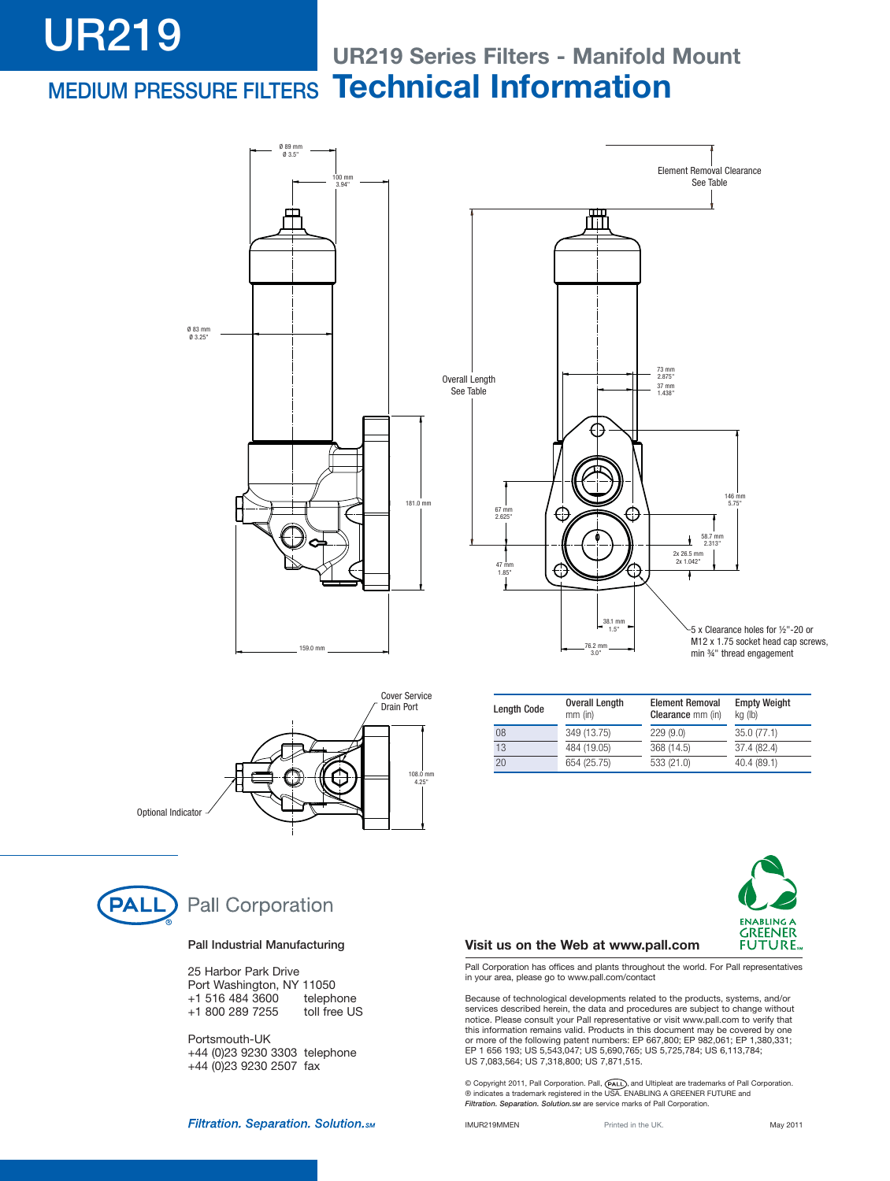# UR219

## MEDIUM PRESSURE FILTERS

## UR219 Series Filters - Manifold Mount

# Technical Information

Ø 89 mm
Ø 3.5"

100 mm
3.94"

Ø 83 mm
Ø 3.25"

181.0 mm

159.0 mm

Element Removal Clearance
See Table

Overall Length
See Table

73 mm
2.875"

37 mm
1.438"

146 mm
5.75"

67 mm
2.625"

58.7 mm
2.313"

2x 26.5 mm
2x 1.042"

47 mm
1.85"

38.1 mm
1.5"

76.2 mm
3.0"

5 x Clearance holes for ½"-20 or M12 x 1.75 socket head cap screws, min ¾" thread engagement

Cover Service Drain Port

108.0 mm
4.25"

Optional Indicator

| Length Code | Overall Length mm (in) | Element Removal Clearance mm (in) | Empty Weight kg (lb) |
|---|---|---|---|
| 08 | 349 (13.75) | 229 (9.0) | 35.0 (77.1) |
| 13 | 484 (19.05) | 368 (14.5) | 37.4 (82.4) |
| 20 | 654 (25.75) | 533 (21.0) | 40.4 (89.1) |

Pall Corporation

**Pall Industrial Manufacturing**

25 Harbor Park Drive
Port Washington, NY 11050
+1 516 484 3600 telephone
+1 800 289 7255 toll free US

Portsmouth-UK
+44 (0)23 9230 3303 telephone
+44 (0)23 9230 2507 fax

**Visit us on the Web at www.pall.com**

ENABLING A GREENER FUTURE℠

Pall Corporation has offices and plants throughout the world. For Pall representatives in your area, please go to www.pall.com/contact

Because of technological developments related to the products, systems, and/or services described herein, the data and procedures are subject to change without notice. Please consult your Pall representative or visit www.pall.com to verify that this information remains valid. Products in this document may be covered by one or more of the following patent numbers: EP 667,800; EP 982,061; EP 1,380,331; EP 1 656 193; US 5,543,047; US 5,690,765; US 5,725,784; US 6,113,784; US 7,083,564; US 7,318,800; US 7,871,515.

© Copyright 2011, Pall Corporation. Pall, (PALL), and Ultipleat are trademarks of Pall Corporation. ® indicates a trademark registered in the USA. ENABLING A GREENER FUTURE and *Filtration. Separation. Solution.SM* are service marks of Pall Corporation.

*Filtration. Separation. Solution.SM*

IMUR219MMEN Printed in the UK. May 2011